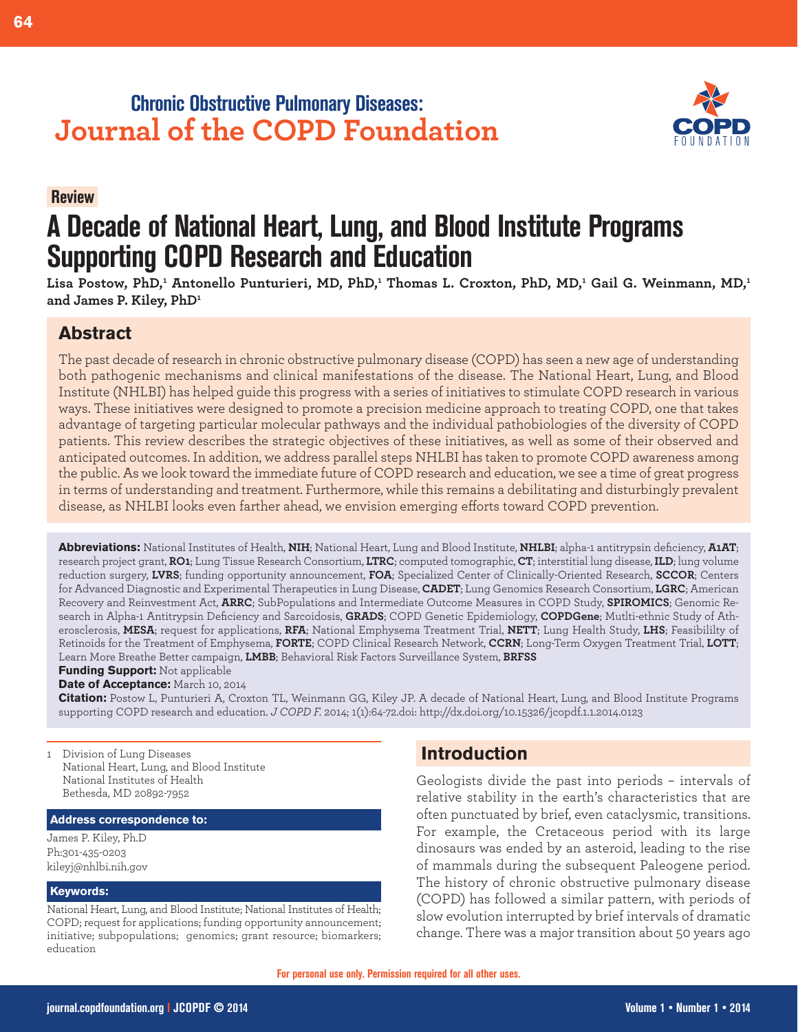Chronic Obstructive Pulmonary Diseases:
**Journal of the COPD Foundation**

**Review**

# A Decade of National Heart, Lung, and Blood Institute Programs Supporting COPD Research and Education

**Lisa Postow, PhD,[1] Antonello Punturieri, MD, PhD,[1] Thomas L. Croxton, PhD, MD,[1] Gail G. Weinmann, MD,[1] and James P. Kiley, PhD[1]**

## Abstract

The past decade of research in chronic obstructive pulmonary disease (COPD) has seen a new age of understanding both pathogenic mechanisms and clinical manifestations of the disease. The National Heart, Lung, and Blood Institute (NHLBI) has helped guide this progress with a series of initiatives to stimulate COPD research in various ways. These initiatives were designed to promote a precision medicine approach to treating COPD, one that takes advantage of targeting particular molecular pathways and the individual pathobiologies of the diversity of COPD patients. This review describes the strategic objectives of these initiatives, as well as some of their observed and anticipated outcomes. In addition, we address parallel steps NHLBI has taken to promote COPD awareness among the public. As we look toward the immediate future of COPD research and education, we see a time of great progress in terms of understanding and treatment. Furthermore, while this remains a debilitating and disturbingly prevalent disease, as NHLBI looks even farther ahead, we envision emerging efforts toward COPD prevention.

**Abbreviations:** National Institutes of Health, **NIH**; National Heart, Lung and Blood Institute, **NHLBI**; alpha-1 antitrypsin deficiency, **A1AT**; research project grant, **RO1**; Lung Tissue Research Consortium, **LTRC**; computed tomographic, **CT**; interstitial lung disease, **ILD**; lung volume reduction surgery, **LVRS**; funding opportunity announcement, **FOA**; Specialized Center of Clinically-Oriented Research, **SCCOR**; Centers for Advanced Diagnostic and Experimental Therapeutics in Lung Disease, **CADET**; Lung Genomics Research Consortium, **LGRC**; American Recovery and Reinvestment Act, **ARRC**; SubPopulations and Intermediate Outcome Measures in COPD Study, **SPIROMICS**; Genomic Research in Alpha-1 Antitrypsin Deficiency and Sarcoidosis, **GRADS**; COPD Genetic Epidemiology, **COPDGene**; Mutlti-ethnic Study of Atherosclerosis, **MESA**; request for applications, **RFA**; National Emphysema Treatment Trial, **NETT**; Lung Health Study, **LHS**; Feasibililty of Retinoids for the Treatment of Emphysema, **FORTE**; COPD Clinical Research Network, **CCRN**; Long-Term Oxygen Treatment Trial, **LOTT**; Learn More Breathe Better campaign, **LMBB**; Behavioral Risk Factors Surveillance System, **BRFSS**

**Funding Support:** Not applicable

**Date of Acceptance:** March 10, 2014

**Citation:** Postow L, Punturieri A, Croxton TL, Weinmann GG, Kiley JP. A decade of National Heart, Lung, and Blood Institute Programs supporting COPD research and education. *J COPD F.* 2014; 1(1):64-72.doi: http://dx.doi.org/10.15326/jcopdf.1.1.2014.0123

1 Division of Lung Diseases
National Heart, Lung, and Blood Institute
National Institutes of Health
Bethesda, MD 20892-7952

**Address correspondence to:**

James P. Kiley, Ph.D
Ph:301-435-0203
kileyj@nhlbi.nih.gov

**Keywords:**

National Heart, Lung, and Blood Institute; National Institutes of Health; COPD; request for applications; funding opportunity announcement; initiative; subpopulations; genomics; grant resource; biomarkers; education

## Introduction

Geologists divide the past into periods – intervals of relative stability in the earth's characteristics that are often punctuated by brief, even cataclysmic, transitions. For example, the Cretaceous period with its large dinosaurs was ended by an asteroid, leading to the rise of mammals during the subsequent Paleogene period. The history of chronic obstructive pulmonary disease (COPD) has followed a similar pattern, with periods of slow evolution interrupted by brief intervals of dramatic change. There was a major transition about 50 years ago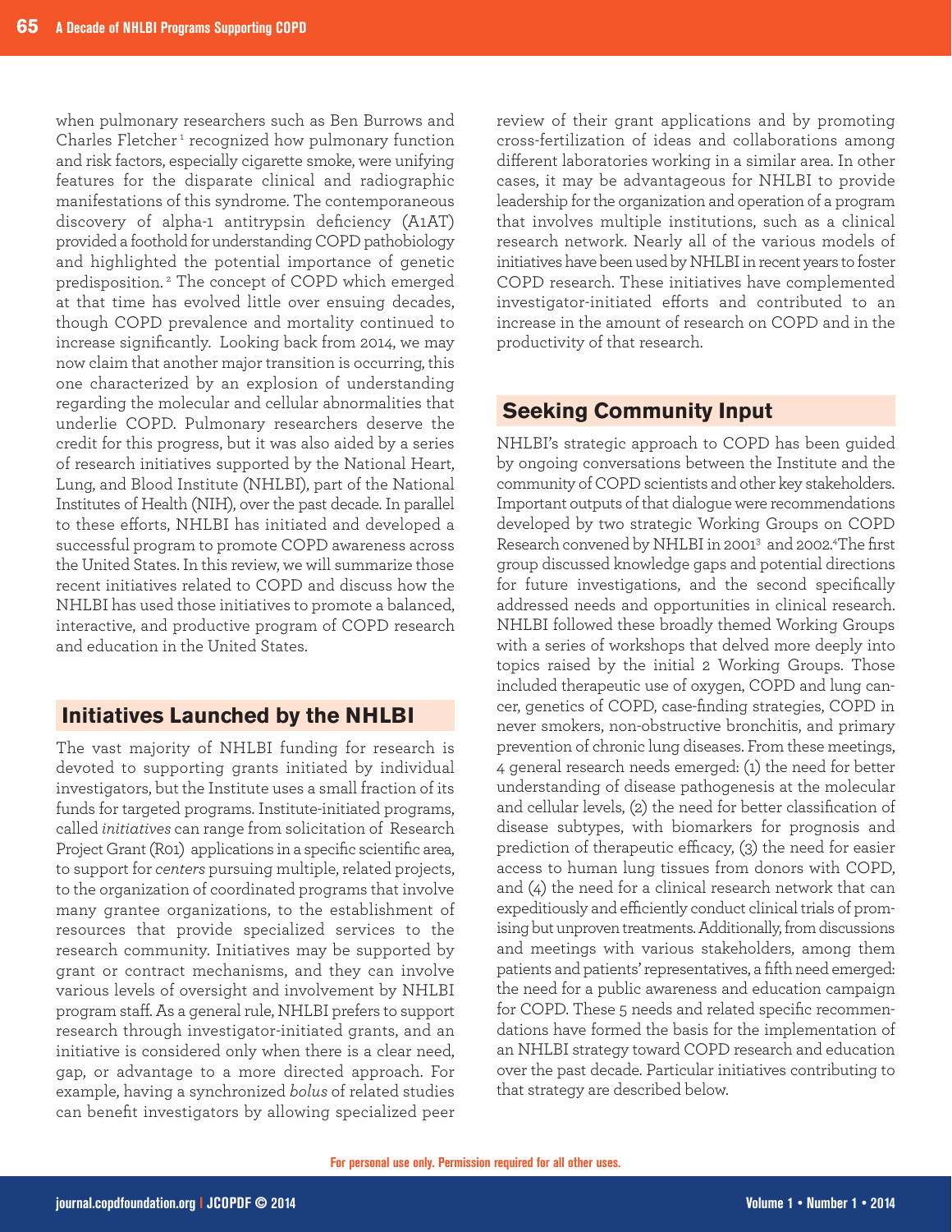when pulmonary researchers such as Ben Burrows and Charles Fletcher[1] recognized how pulmonary function and risk factors, especially cigarette smoke, were unifying features for the disparate clinical and radiographic manifestations of this syndrome. The contemporaneous discovery of alpha-1 antitrypsin deficiency (A1AT) provided a foothold for understanding COPD pathobiology and highlighted the potential importance of genetic predisposition.[2] The concept of COPD which emerged at that time has evolved little over ensuing decades, though COPD prevalence and mortality continued to increase significantly. Looking back from 2014, we may now claim that another major transition is occurring, this one characterized by an explosion of understanding regarding the molecular and cellular abnormalities that underlie COPD. Pulmonary researchers deserve the credit for this progress, but it was also aided by a series of research initiatives supported by the National Heart, Lung, and Blood Institute (NHLBI), part of the National Institutes of Health (NIH), over the past decade. In parallel to these efforts, NHLBI has initiated and developed a successful program to promote COPD awareness across the United States. In this review, we will summarize those recent initiatives related to COPD and discuss how the NHLBI has used those initiatives to promote a balanced, interactive, and productive program of COPD research and education in the United States.

## Initiatives Launched by the NHLBI

The vast majority of NHLBI funding for research is devoted to supporting grants initiated by individual investigators, but the Institute uses a small fraction of its funds for targeted programs. Institute-initiated programs, called *initiatives* can range from solicitation of Research Project Grant (R01) applications in a specific scientific area, to support for *centers* pursuing multiple, related projects, to the organization of coordinated programs that involve many grantee organizations, to the establishment of resources that provide specialized services to the research community. Initiatives may be supported by grant or contract mechanisms, and they can involve various levels of oversight and involvement by NHLBI program staff. As a general rule, NHLBI prefers to support research through investigator-initiated grants, and an initiative is considered only when there is a clear need, gap, or advantage to a more directed approach. For example, having a synchronized *bolus* of related studies can benefit investigators by allowing specialized peer review of their grant applications and by promoting cross-fertilization of ideas and collaborations among different laboratories working in a similar area. In other cases, it may be advantageous for NHLBI to provide leadership for the organization and operation of a program that involves multiple institutions, such as a clinical research network. Nearly all of the various models of initiatives have been used by NHLBI in recent years to foster COPD research. These initiatives have complemented investigator-initiated efforts and contributed to an increase in the amount of research on COPD and in the productivity of that research.

## Seeking Community Input

NHLBI's strategic approach to COPD has been guided by ongoing conversations between the Institute and the community of COPD scientists and other key stakeholders. Important outputs of that dialogue were recommendations developed by two strategic Working Groups on COPD Research convened by NHLBI in 2001[3] and 2002.[4] The first group discussed knowledge gaps and potential directions for future investigations, and the second specifically addressed needs and opportunities in clinical research. NHLBI followed these broadly themed Working Groups with a series of workshops that delved more deeply into topics raised by the initial 2 Working Groups. Those included therapeutic use of oxygen, COPD and lung cancer, genetics of COPD, case-finding strategies, COPD in never smokers, non-obstructive bronchitis, and primary prevention of chronic lung diseases. From these meetings, 4 general research needs emerged: (1) the need for better understanding of disease pathogenesis at the molecular and cellular levels, (2) the need for better classification of disease subtypes, with biomarkers for prognosis and prediction of therapeutic efficacy, (3) the need for easier access to human lung tissues from donors with COPD, and (4) the need for a clinical research network that can expeditiously and efficiently conduct clinical trials of promising but unproven treatments. Additionally, from discussions and meetings with various stakeholders, among them patients and patients' representatives, a fifth need emerged: the need for a public awareness and education campaign for COPD. These 5 needs and related specific recommendations have formed the basis for the implementation of an NHLBI strategy toward COPD research and education over the past decade. Particular initiatives contributing to that strategy are described below.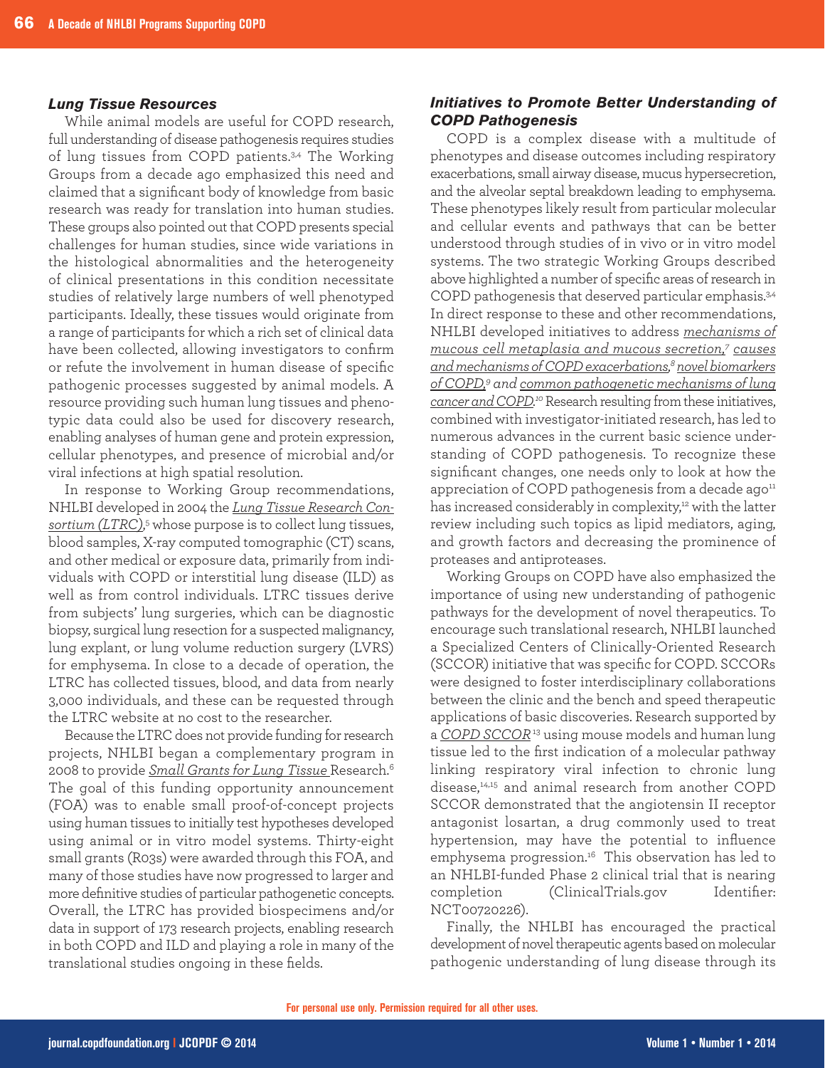### *Lung Tissue Resources*

While animal models are useful for COPD research, full understanding of disease pathogenesis requires studies of lung tissues from COPD patients.[3,4] The Working Groups from a decade ago emphasized this need and claimed that a significant body of knowledge from basic research was ready for translation into human studies. These groups also pointed out that COPD presents special challenges for human studies, since wide variations in the histological abnormalities and the heterogeneity of clinical presentations in this condition necessitate studies of relatively large numbers of well phenotyped participants. Ideally, these tissues would originate from a range of participants for which a rich set of clinical data have been collected, allowing investigators to confirm or refute the involvement in human disease of specific pathogenic processes suggested by animal models. A resource providing such human lung tissues and phenotypic data could also be used for discovery research, enabling analyses of human gene and protein expression, cellular phenotypes, and presence of microbial and/or viral infections at high spatial resolution.

In response to Working Group recommendations, NHLBI developed in 2004 the *Lung Tissue Research Consortium (LTRC)*,[5] whose purpose is to collect lung tissues, blood samples, X-ray computed tomographic (CT) scans, and other medical or exposure data, primarily from individuals with COPD or interstitial lung disease (ILD) as well as from control individuals. LTRC tissues derive from subjects' lung surgeries, which can be diagnostic biopsy, surgical lung resection for a suspected malignancy, lung explant, or lung volume reduction surgery (LVRS) for emphysema. In close to a decade of operation, the LTRC has collected tissues, blood, and data from nearly 3,000 individuals, and these can be requested through the LTRC website at no cost to the researcher.

Because the LTRC does not provide funding for research projects, NHLBI began a complementary program in 2008 to provide *Small Grants for Lung Tissue* Research.[6] The goal of this funding opportunity announcement (FOA) was to enable small proof-of-concept projects using human tissues to initially test hypotheses developed using animal or in vitro model systems. Thirty-eight small grants (R03s) were awarded through this FOA, and many of those studies have now progressed to larger and more definitive studies of particular pathogenetic concepts. Overall, the LTRC has provided biospecimens and/or data in support of 173 research projects, enabling research in both COPD and ILD and playing a role in many of the translational studies ongoing in these fields.

### *Initiatives to Promote Better Understanding of COPD Pathogenesis*

COPD is a complex disease with a multitude of phenotypes and disease outcomes including respiratory exacerbations, small airway disease, mucus hypersecretion, and the alveolar septal breakdown leading to emphysema. These phenotypes likely result from particular molecular and cellular events and pathways that can be better understood through studies of in vivo or in vitro model systems. The two strategic Working Groups described above highlighted a number of specific areas of research in COPD pathogenesis that deserved particular emphasis.[3,4] In direct response to these and other recommendations, NHLBI developed initiatives to address *mechanisms of mucous cell metaplasia and mucous secretion*,[7] *causes and mechanisms of COPD exacerbations*,[8] *novel biomarkers of COPD*,[9] and *common pathogenetic mechanisms of lung cancer and COPD*.[10] Research resulting from these initiatives, combined with investigator-initiated research, has led to numerous advances in the current basic science understanding of COPD pathogenesis. To recognize these significant changes, one needs only to look at how the appreciation of COPD pathogenesis from a decade ago[11] has increased considerably in complexity,[12] with the latter review including such topics as lipid mediators, aging, and growth factors and decreasing the prominence of proteases and antiproteases.

Working Groups on COPD have also emphasized the importance of using new understanding of pathogenic pathways for the development of novel therapeutics. To encourage such translational research, NHLBI launched a Specialized Centers of Clinically-Oriented Research (SCCOR) initiative that was specific for COPD. SCCORs were designed to foster interdisciplinary collaborations between the clinic and the bench and speed therapeutic applications of basic discoveries. Research supported by a *COPD SCCOR*[13] using mouse models and human lung tissue led to the first indication of a molecular pathway linking respiratory viral infection to chronic lung disease,[14,15] and animal research from another COPD SCCOR demonstrated that the angiotensin II receptor antagonist losartan, a drug commonly used to treat hypertension, may have the potential to influence emphysema progression.[16] This observation has led to an NHLBI-funded Phase 2 clinical trial that is nearing completion (ClinicalTrials.gov Identifier: NCT00720226).

Finally, the NHLBI has encouraged the practical development of novel therapeutic agents based on molecular pathogenic understanding of lung disease through its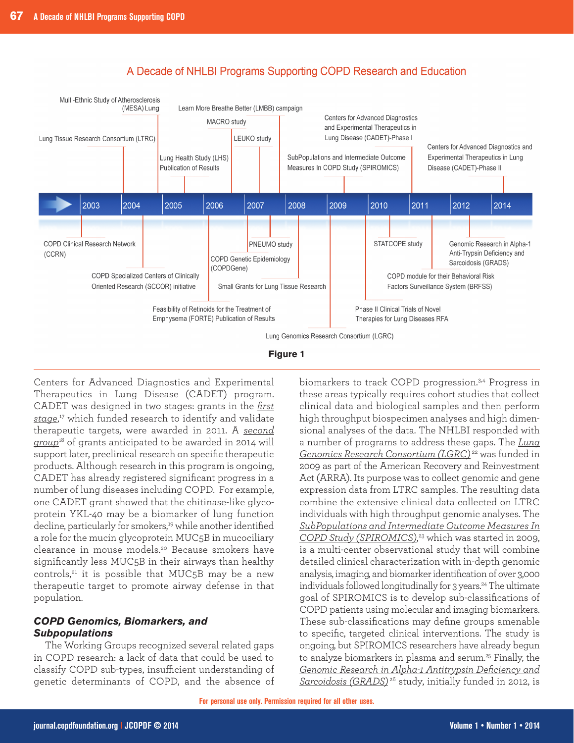A Decade of NHLBI Programs Supporting COPD Research and Education

Multi-Ethnic Study of Atherosclerosis (MESA) Lung

Learn More Breathe Better (LMBB) campaign

MACRO study

Centers for Advanced Diagnostics and Experimental Therapeutics in Lung Disease (CADET)-Phase I

Lung Tissue Research Consortium (LTRC)

LEUKO study

Centers for Advanced Diagnostics and Experimental Therapeutics in Lung Disease (CADET)-Phase II

Lung Health Study (LHS) Publication of Results

SubPopulations and Intermediate Outcome Measures In COPD Study (SPIROMICS)

2003 | 2004 | 2005 | 2006 | 2007 | 2008 | 2009 | 2010 | 2011 | 2012 | 2014

COPD Clinical Research Network (CCRN)

PNEUMO study

STATCOPE study

Genomic Research in Alpha-1 Anti-Trypsin Deficiency and Sarcoidosis (GRADS)

COPD Genetic Epidemiology (COPDGene)

COPD Specialized Centers of Clinically Oriented Research (SCCOR) initiative

Small Grants for Lung Tissue Research

COPD module for their Behavioral Risk Factors Surveillance System (BRFSS)

Feasibility of Retinoids for the Treatment of Emphysema (FORTE) Publication of Results

Phase II Clinical Trials of Novel Therapies for Lung Diseases RFA

Lung Genomics Research Consortium (LGRC)

**Figure 1**

Centers for Advanced Diagnostics and Experimental Therapeutics in Lung Disease (CADET) program. CADET was designed in two stages: grants in the *first stage*,[17] which funded research to identify and validate therapeutic targets, were awarded in 2011. A *second group*[18] of grants anticipated to be awarded in 2014 will support later, preclinical research on specific therapeutic products. Although research in this program is ongoing, CADET has already registered significant progress in a number of lung diseases including COPD. For example, one CADET grant showed that the chitinase-like glycoprotein YKL-40 may be a biomarker of lung function decline, particularly for smokers,[19] while another identified a role for the mucin glycoprotein MUC5B in mucociliary clearance in mouse models.[20] Because smokers have significantly less MUC5B in their airways than healthy controls,[21] it is possible that MUC5B may be a new therapeutic target to promote airway defense in that population.

### *COPD Genomics, Biomarkers, and Subpopulations*

The Working Groups recognized several related gaps in COPD research: a lack of data that could be used to classify COPD sub-types, insufficient understanding of genetic determinants of COPD, and the absence of biomarkers to track COPD progression.[3,4] Progress in these areas typically requires cohort studies that collect clinical data and biological samples and then perform high throughput biospecimen analyses and high dimensional analyses of the data. The NHLBI responded with a number of programs to address these gaps. The *Lung Genomics Research Consortium (LGRC)*[22] was funded in 2009 as part of the American Recovery and Reinvestment Act (ARRA). Its purpose was to collect genomic and gene expression data from LTRC samples. The resulting data combine the extensive clinical data collected on LTRC individuals with high throughput genomic analyses. The *SubPopulations and Intermediate Outcome Measures In COPD Study (SPIROMICS)*,[23] which was started in 2009, is a multi-center observational study that will combine detailed clinical characterization with in-depth genomic analysis, imaging, and biomarker identification of over 3,000 individuals followed longitudinally for 3 years.[24] The ultimate goal of SPIROMICS is to develop sub-classifications of COPD patients using molecular and imaging biomarkers. These sub-classifications may define groups amenable to specific, targeted clinical interventions. The study is ongoing, but SPIROMICS researchers have already begun to analyze biomarkers in plasma and serum.[25] Finally, the *Genomic Research in Alpha-1 Antitrypsin Deficiency and Sarcoidosis (GRADS)*[26] study, initially funded in 2012, is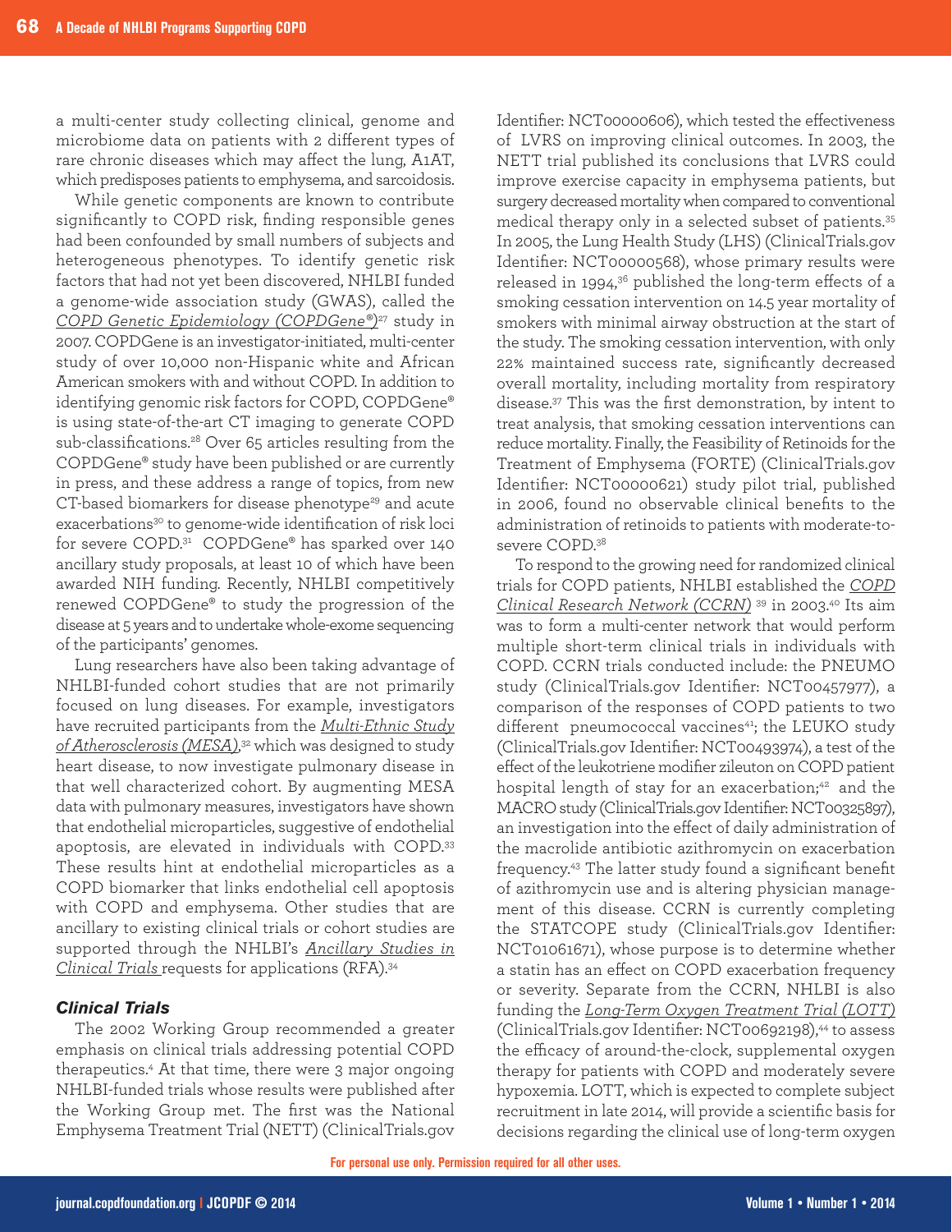a multi-center study collecting clinical, genome and microbiome data on patients with 2 different types of rare chronic diseases which may affect the lung, A1AT, which predisposes patients to emphysema, and sarcoidosis.

While genetic components are known to contribute significantly to COPD risk, finding responsible genes had been confounded by small numbers of subjects and heterogeneous phenotypes. To identify genetic risk factors that had not yet been discovered, NHLBI funded a genome-wide association study (GWAS), called the *COPD Genetic Epidemiology (COPDGene®)*[27] study in 2007. COPDGene is an investigator-initiated, multi-center study of over 10,000 non-Hispanic white and African American smokers with and without COPD. In addition to identifying genomic risk factors for COPD, COPDGene® is using state-of-the-art CT imaging to generate COPD sub-classifications.[28] Over 65 articles resulting from the COPDGene® study have been published or are currently in press, and these address a range of topics, from new CT-based biomarkers for disease phenotype[29] and acute exacerbations[30] to genome-wide identification of risk loci for severe COPD.[31] COPDGene® has sparked over 140 ancillary study proposals, at least 10 of which have been awarded NIH funding. Recently, NHLBI competitively renewed COPDGene® to study the progression of the disease at 5 years and to undertake whole-exome sequencing of the participants' genomes.

Lung researchers have also been taking advantage of NHLBI-funded cohort studies that are not primarily focused on lung diseases. For example, investigators have recruited participants from the *Multi-Ethnic Study of Atherosclerosis (MESA)*,[32] which was designed to study heart disease, to now investigate pulmonary disease in that well characterized cohort. By augmenting MESA data with pulmonary measures, investigators have shown that endothelial microparticles, suggestive of endothelial apoptosis, are elevated in individuals with COPD.[33] These results hint at endothelial microparticles as a COPD biomarker that links endothelial cell apoptosis with COPD and emphysema. Other studies that are ancillary to existing clinical trials or cohort studies are supported through the NHLBI's *Ancillary Studies in Clinical Trials* requests for applications (RFA).[34]

### Clinical Trials

The 2002 Working Group recommended a greater emphasis on clinical trials addressing potential COPD therapeutics.[4] At that time, there were 3 major ongoing NHLBI-funded trials whose results were published after the Working Group met. The first was the National Emphysema Treatment Trial (NETT) (ClinicalTrials.gov Identifier: NCT00000606), which tested the effectiveness of LVRS on improving clinical outcomes. In 2003, the NETT trial published its conclusions that LVRS could improve exercise capacity in emphysema patients, but surgery decreased mortality when compared to conventional medical therapy only in a selected subset of patients.[35] In 2005, the Lung Health Study (LHS) (ClinicalTrials.gov Identifier: NCT00000568), whose primary results were released in 1994,[36] published the long-term effects of a smoking cessation intervention on 14.5 year mortality of smokers with minimal airway obstruction at the start of the study. The smoking cessation intervention, with only 22% maintained success rate, significantly decreased overall mortality, including mortality from respiratory disease.[37] This was the first demonstration, by intent to treat analysis, that smoking cessation interventions can reduce mortality. Finally, the Feasibility of Retinoids for the Treatment of Emphysema (FORTE) (ClinicalTrials.gov Identifier: NCT00000621) study pilot trial, published in 2006, found no observable clinical benefits to the administration of retinoids to patients with moderate-to-severe COPD.[38]

To respond to the growing need for randomized clinical trials for COPD patients, NHLBI established the *COPD Clinical Research Network (CCRN)* [39] in 2003.[40] Its aim was to form a multi-center network that would perform multiple short-term clinical trials in individuals with COPD. CCRN trials conducted include: the PNEUMO study (ClinicalTrials.gov Identifier: NCT00457977), a comparison of the responses of COPD patients to two different pneumococcal vaccines[41]; the LEUKO study (ClinicalTrials.gov Identifier: NCT00493974), a test of the effect of the leukotriene modifier zileuton on COPD patient hospital length of stay for an exacerbation;[42] and the MACRO study (ClinicalTrials.gov Identifier: NCT00325897), an investigation into the effect of daily administration of the macrolide antibiotic azithromycin on exacerbation frequency.[43] The latter study found a significant benefit of azithromycin use and is altering physician management of this disease. CCRN is currently completing the STATCOPE study (ClinicalTrials.gov Identifier: NCT01061671), whose purpose is to determine whether a statin has an effect on COPD exacerbation frequency or severity. Separate from the CCRN, NHLBI is also funding the *Long-Term Oxygen Treatment Trial (LOTT)* (ClinicalTrials.gov Identifier: NCT00692198),[44] to assess the efficacy of around-the-clock, supplemental oxygen therapy for patients with COPD and moderately severe hypoxemia. LOTT, which is expected to complete subject recruitment in late 2014, will provide a scientific basis for decisions regarding the clinical use of long-term oxygen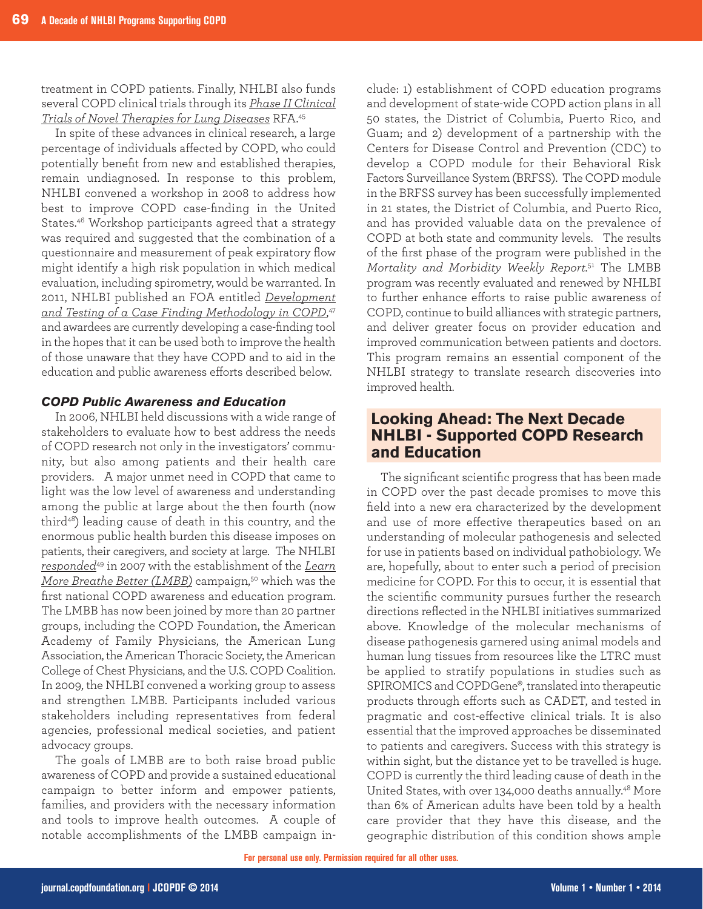treatment in COPD patients. Finally, NHLBI also funds several COPD clinical trials through its *Phase II Clinical Trials of Novel Therapies for Lung Diseases* RFA.[45]

In spite of these advances in clinical research, a large percentage of individuals affected by COPD, who could potentially benefit from new and established therapies, remain undiagnosed. In response to this problem, NHLBI convened a workshop in 2008 to address how best to improve COPD case-finding in the United States.[46] Workshop participants agreed that a strategy was required and suggested that the combination of a questionnaire and measurement of peak expiratory flow might identify a high risk population in which medical evaluation, including spirometry, would be warranted. In 2011, NHLBI published an FOA entitled *Development and Testing of a Case Finding Methodology in COPD*,[47] and awardees are currently developing a case-finding tool in the hopes that it can be used both to improve the health of those unaware that they have COPD and to aid in the education and public awareness efforts described below.

### COPD Public Awareness and Education

In 2006, NHLBI held discussions with a wide range of stakeholders to evaluate how to best address the needs of COPD research not only in the investigators' community, but also among patients and their health care providers. A major unmet need in COPD that came to light was the low level of awareness and understanding among the public at large about the then fourth (now third[48]) leading cause of death in this country, and the enormous public health burden this disease imposes on patients, their caregivers, and society at large. The NHLBI *responded*[49] in 2007 with the establishment of the *Learn More Breathe Better (LMBB)* campaign,[50] which was the first national COPD awareness and education program. The LMBB has now been joined by more than 20 partner groups, including the COPD Foundation, the American Academy of Family Physicians, the American Lung Association, the American Thoracic Society, the American College of Chest Physicians, and the U.S. COPD Coalition. In 2009, the NHLBI convened a working group to assess and strengthen LMBB. Participants included various stakeholders including representatives from federal agencies, professional medical societies, and patient advocacy groups.

The goals of LMBB are to both raise broad public awareness of COPD and provide a sustained educational campaign to better inform and empower patients, families, and providers with the necessary information and tools to improve health outcomes. A couple of notable accomplishments of the LMBB campaign include: 1) establishment of COPD education programs and development of state-wide COPD action plans in all 50 states, the District of Columbia, Puerto Rico, and Guam; and 2) development of a partnership with the Centers for Disease Control and Prevention (CDC) to develop a COPD module for their Behavioral Risk Factors Surveillance System (BRFSS). The COPD module in the BRFSS survey has been successfully implemented in 21 states, the District of Columbia, and Puerto Rico, and has provided valuable data on the prevalence of COPD at both state and community levels. The results of the first phase of the program were published in the *Mortality and Morbidity Weekly Report*.[51] The LMBB program was recently evaluated and renewed by NHLBI to further enhance efforts to raise public awareness of COPD, continue to build alliances with strategic partners, and deliver greater focus on provider education and improved communication between patients and doctors. This program remains an essential component of the NHLBI strategy to translate research discoveries into improved health.

## Looking Ahead: The Next Decade NHLBI - Supported COPD Research and Education

The significant scientific progress that has been made in COPD over the past decade promises to move this field into a new era characterized by the development and use of more effective therapeutics based on an understanding of molecular pathogenesis and selected for use in patients based on individual pathobiology. We are, hopefully, about to enter such a period of precision medicine for COPD. For this to occur, it is essential that the scientific community pursues further the research directions reflected in the NHLBI initiatives summarized above. Knowledge of the molecular mechanisms of disease pathogenesis garnered using animal models and human lung tissues from resources like the LTRC must be applied to stratify populations in studies such as SPIROMICS and COPDGene®, translated into therapeutic products through efforts such as CADET, and tested in pragmatic and cost-effective clinical trials. It is also essential that the improved approaches be disseminated to patients and caregivers. Success with this strategy is within sight, but the distance yet to be travelled is huge. COPD is currently the third leading cause of death in the United States, with over 134,000 deaths annually.[48] More than 6% of American adults have been told by a health care provider that they have this disease, and the geographic distribution of this condition shows ample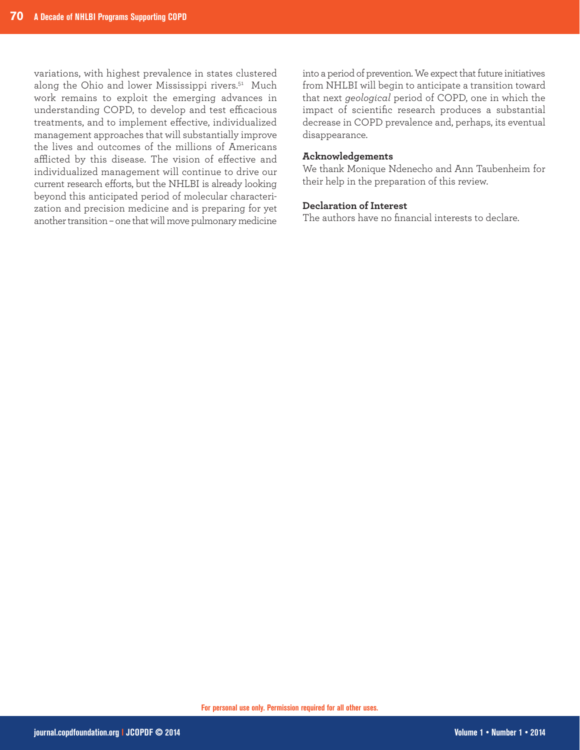variations, with highest prevalence in states clustered along the Ohio and lower Mississippi rivers.[51] Much work remains to exploit the emerging advances in understanding COPD, to develop and test efficacious treatments, and to implement effective, individualized management approaches that will substantially improve the lives and outcomes of the millions of Americans afflicted by this disease. The vision of effective and individualized management will continue to drive our current research efforts, but the NHLBI is already looking beyond this anticipated period of molecular characterization and precision medicine and is preparing for yet another transition – one that will move pulmonary medicine into a period of prevention. We expect that future initiatives from NHLBI will begin to anticipate a transition toward that next *geological* period of COPD, one in which the impact of scientific research produces a substantial decrease in COPD prevalence and, perhaps, its eventual disappearance.

**Acknowledgements**

We thank Monique Ndenecho and Ann Taubenheim for their help in the preparation of this review.

**Declaration of Interest**

The authors have no financial interests to declare.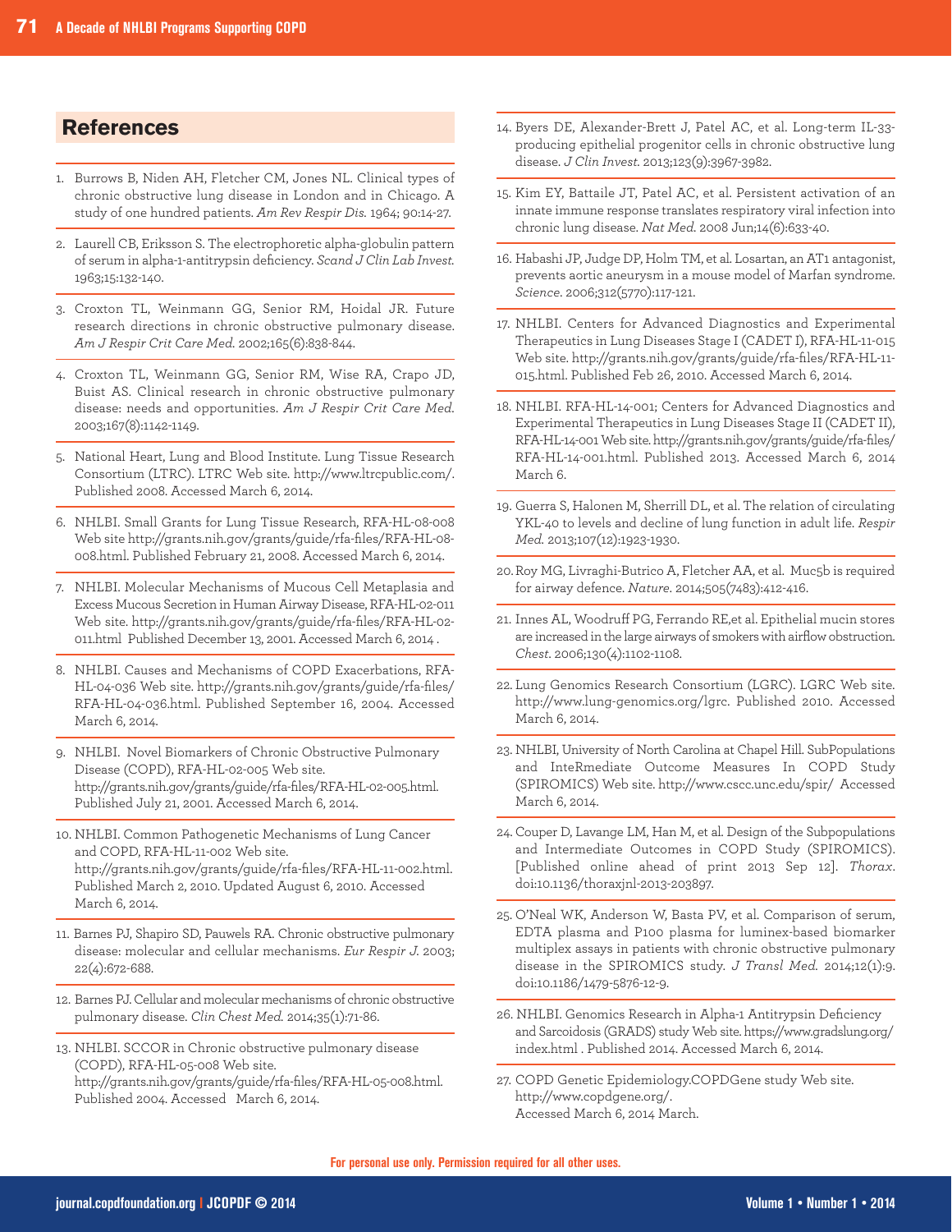## References

1. Burrows B, Niden AH, Fletcher CM, Jones NL. Clinical types of chronic obstructive lung disease in London and in Chicago. A study of one hundred patients. *Am Rev Respir Dis.* 1964; 90:14-27.

2. Laurell CB, Eriksson S. The electrophoretic alpha-globulin pattern of serum in alpha-1-antitrypsin deficiency. *Scand J Clin Lab Invest.* 1963;15:132-140.

3. Croxton TL, Weinmann GG, Senior RM, Hoidal JR. Future research directions in chronic obstructive pulmonary disease. *Am J Respir Crit Care Med.* 2002;165(6):838-844.

4. Croxton TL, Weinmann GG, Senior RM, Wise RA, Crapo JD, Buist AS. Clinical research in chronic obstructive pulmonary disease: needs and opportunities. *Am J Respir Crit Care Med.* 2003;167(8):1142-1149.

5. National Heart, Lung and Blood Institute. Lung Tissue Research Consortium (LTRC). LTRC Web site. http://www.ltrcpublic.com/. Published 2008. Accessed March 6, 2014.

6. NHLBI. Small Grants for Lung Tissue Research, RFA-HL-08-008 Web site http://grants.nih.gov/grants/guide/rfa-files/RFA-HL-08-008.html. Published February 21, 2008. Accessed March 6, 2014.

7. NHLBI. Molecular Mechanisms of Mucous Cell Metaplasia and Excess Mucous Secretion in Human Airway Disease, RFA-HL-02-011 Web site. http://grants.nih.gov/grants/guide/rfa-files/RFA-HL-02-011.html Published December 13, 2001. Accessed March 6, 2014 .

8. NHLBI. Causes and Mechanisms of COPD Exacerbations, RFA-HL-04-036 Web site. http://grants.nih.gov/grants/guide/rfa-files/RFA-HL-04-036.html. Published September 16, 2004. Accessed March 6, 2014.

9. NHLBI. Novel Biomarkers of Chronic Obstructive Pulmonary Disease (COPD), RFA-HL-02-005 Web site. http://grants.nih.gov/grants/guide/rfa-files/RFA-HL-02-005.html. Published July 21, 2001. Accessed March 6, 2014.

10. NHLBI. Common Pathogenetic Mechanisms of Lung Cancer and COPD, RFA-HL-11-002 Web site. http://grants.nih.gov/grants/guide/rfa-files/RFA-HL-11-002.html. Published March 2, 2010. Updated August 6, 2010. Accessed March 6, 2014.

11. Barnes PJ, Shapiro SD, Pauwels RA. Chronic obstructive pulmonary disease: molecular and cellular mechanisms. *Eur Respir J.* 2003; 22(4):672-688.

12. Barnes PJ. Cellular and molecular mechanisms of chronic obstructive pulmonary disease. *Clin Chest Med.* 2014;35(1):71-86.

13. NHLBI. SCCOR in Chronic obstructive pulmonary disease (COPD), RFA-HL-05-008 Web site. http://grants.nih.gov/grants/guide/rfa-files/RFA-HL-05-008.html. Published 2004. Accessed March 6, 2014.

14. Byers DE, Alexander-Brett J, Patel AC, et al. Long-term IL-33-producing epithelial progenitor cells in chronic obstructive lung disease. *J Clin Invest.* 2013;123(9):3967-3982.

15. Kim EY, Battaile JT, Patel AC, et al. Persistent activation of an innate immune response translates respiratory viral infection into chronic lung disease. *Nat Med.* 2008 Jun;14(6):633-40.

16. Habashi JP, Judge DP, Holm TM, et al. Losartan, an AT1 antagonist, prevents aortic aneurysm in a mouse model of Marfan syndrome. *Science*. 2006;312(5770):117-121.

17. NHLBI. Centers for Advanced Diagnostics and Experimental Therapeutics in Lung Diseases Stage I (CADET I), RFA-HL-11-015 Web site. http://grants.nih.gov/grants/guide/rfa-files/RFA-HL-11-015.html. Published Feb 26, 2010. Accessed March 6, 2014.

18. NHLBI. RFA-HL-14-001; Centers for Advanced Diagnostics and Experimental Therapeutics in Lung Diseases Stage II (CADET II), RFA-HL-14-001 Web site. http://grants.nih.gov/grants/guide/rfa-files/RFA-HL-14-001.html. Published 2013. Accessed March 6, 2014 March 6.

19. Guerra S, Halonen M, Sherrill DL, et al. The relation of circulating YKL-40 to levels and decline of lung function in adult life. *Respir Med.* 2013;107(12):1923-1930.

20. Roy MG, Livraghi-Butrico A, Fletcher AA, et al. Muc5b is required for airway defence. *Nature*. 2014;505(7483):412-416.

21. Innes AL, Woodruff PG, Ferrando RE,et al. Epithelial mucin stores are increased in the large airways of smokers with airflow obstruction. *Chest*. 2006;130(4):1102-1108.

22. Lung Genomics Research Consortium (LGRC). LGRC Web site. http://www.lung-genomics.org/lgrc. Published 2010. Accessed March 6, 2014.

23. NHLBI, University of North Carolina at Chapel Hill. SubPopulations and InteRmediate Outcome Measures In COPD Study (SPIROMICS) Web site. http://www.cscc.unc.edu/spir/ Accessed March 6, 2014.

24. Couper D, Lavange LM, Han M, et al. Design of the Subpopulations and Intermediate Outcomes in COPD Study (SPIROMICS). [Published online ahead of print 2013 Sep 12]. *Thorax*. doi:10.1136/thoraxjnl-2013-203897.

25. O'Neal WK, Anderson W, Basta PV, et al. Comparison of serum, EDTA plasma and P100 plasma for luminex-based biomarker multiplex assays in patients with chronic obstructive pulmonary disease in the SPIROMICS study. *J Transl Med.* 2014;12(1):9. doi:10.1186/1479-5876-12-9.

26. NHLBI. Genomics Research in Alpha-1 Antitrypsin Deficiency and Sarcoidosis (GRADS) study Web site. https://www.gradslung.org/index.html . Published 2014. Accessed March 6, 2014.

27. COPD Genetic Epidemiology.COPDGene study Web site. http://www.copdgene.org/. Accessed March 6, 2014 March.

For personal use only. Permission required for all other uses.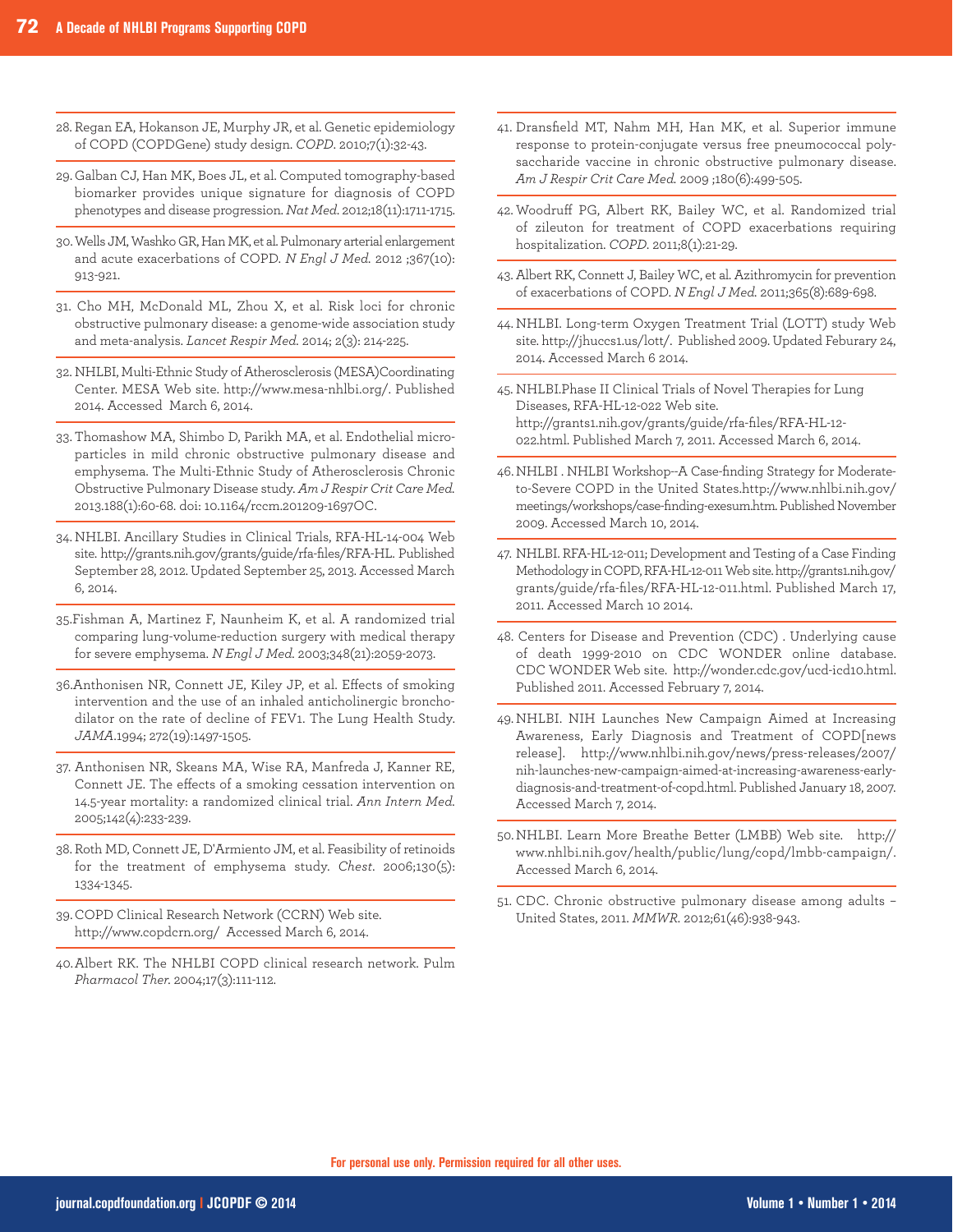28. Regan EA, Hokanson JE, Murphy JR, et al. Genetic epidemiology of COPD (COPDGene) study design. *COPD*. 2010;7(1):32-43.

29. Galban CJ, Han MK, Boes JL, et al. Computed tomography-based biomarker provides unique signature for diagnosis of COPD phenotypes and disease progression. *Nat Med*. 2012;18(11):1711-1715.

30. Wells JM, Washko GR, Han MK, et al. Pulmonary arterial enlargement and acute exacerbations of COPD. *N Engl J Med*. 2012 ;367(10): 913-921.

31. Cho MH, McDonald ML, Zhou X, et al. Risk loci for chronic obstructive pulmonary disease: a genome-wide association study and meta-analysis. *Lancet Respir Med*. 2014; 2(3): 214-225.

32. NHLBI, Multi-Ethnic Study of Atherosclerosis (MESA)Coordinating Center. MESA Web site. http://www.mesa-nhlbi.org/. Published 2014. Accessed March 6, 2014.

33. Thomashow MA, Shimbo D, Parikh MA, et al. Endothelial microparticles in mild chronic obstructive pulmonary disease and emphysema. The Multi-Ethnic Study of Atherosclerosis Chronic Obstructive Pulmonary Disease study. *Am J Respir Crit Care Med*. 2013.188(1):60-68. doi: 10.1164/rccm.201209-1697OC.

34. NHLBI. Ancillary Studies in Clinical Trials, RFA-HL-14-004 Web site. http://grants.nih.gov/grants/guide/rfa-files/RFA-HL. Published September 28, 2012. Updated September 25, 2013. Accessed March 6, 2014.

35. Fishman A, Martinez F, Naunheim K, et al. A randomized trial comparing lung-volume-reduction surgery with medical therapy for severe emphysema. *N Engl J Med*. 2003;348(21):2059-2073.

36. Anthonisen NR, Connett JE, Kiley JP, et al. Effects of smoking intervention and the use of an inhaled anticholinergic bronchodilator on the rate of decline of FEV1. The Lung Health Study. *JAMA*.1994; 272(19):1497-1505.

37. Anthonisen NR, Skeans MA, Wise RA, Manfreda J, Kanner RE, Connett JE. The effects of a smoking cessation intervention on 14.5-year mortality: a randomized clinical trial. *Ann Intern Med*. 2005;142(4):233-239.

38. Roth MD, Connett JE, D'Armiento JM, et al. Feasibility of retinoids for the treatment of emphysema study. *Chest*. 2006;130(5): 1334-1345.

39. COPD Clinical Research Network (CCRN) Web site. http://www.copdcrn.org/ Accessed March 6, 2014.

40. Albert RK. The NHLBI COPD clinical research network. Pulm *Pharmacol Ther*. 2004;17(3):111-112.

41. Dransfield MT, Nahm MH, Han MK, et al. Superior immune response to protein-conjugate versus free pneumococcal polysaccharide vaccine in chronic obstructive pulmonary disease. *Am J Respir Crit Care Med*. 2009 ;180(6):499-505.

42. Woodruff PG, Albert RK, Bailey WC, et al. Randomized trial of zileuton for treatment of COPD exacerbations requiring hospitalization. *COPD*. 2011;8(1):21-29.

43. Albert RK, Connett J, Bailey WC, et al. Azithromycin for prevention of exacerbations of COPD. *N Engl J Med*. 2011;365(8):689-698.

44. NHLBI. Long-term Oxygen Treatment Trial (LOTT) study Web site. http://jhuccs1.us/lott/. Published 2009. Updated Feburary 24, 2014. Accessed March 6 2014.

45. NHLBI.Phase II Clinical Trials of Novel Therapies for Lung Diseases, RFA-HL-12-022 Web site. http://grants1.nih.gov/grants/guide/rfa-files/RFA-HL-12-022.html. Published March 7, 2011. Accessed March 6, 2014.

46. NHLBI . NHLBI Workshop--A Case-finding Strategy for Moderate-to-Severe COPD in the United States.http://www.nhlbi.nih.gov/meetings/workshops/case-finding-exesum.htm. Published November 2009. Accessed March 10, 2014.

47. NHLBI. RFA-HL-12-011; Development and Testing of a Case Finding Methodology in COPD, RFA-HL-12-011 Web site. http://grants1.nih.gov/grants/guide/rfa-files/RFA-HL-12-011.html. Published March 17, 2011. Accessed March 10 2014.

48. Centers for Disease and Prevention (CDC) . Underlying cause of death 1999-2010 on CDC WONDER online database. CDC WONDER Web site. http://wonder.cdc.gov/ucd-icd10.html. Published 2011. Accessed February 7, 2014.

49. NHLBI. NIH Launches New Campaign Aimed at Increasing Awareness, Early Diagnosis and Treatment of COPD[news release]. http://www.nhlbi.nih.gov/news/press-releases/2007/nih-launches-new-campaign-aimed-at-increasing-awareness-early-diagnosis-and-treatment-of-copd.html. Published January 18, 2007. Accessed March 7, 2014.

50. NHLBI. Learn More Breathe Better (LMBB) Web site. http://www.nhlbi.nih.gov/health/public/lung/copd/lmbb-campaign/. Accessed March 6, 2014.

51. CDC. Chronic obstructive pulmonary disease among adults – United States, 2011. *MMWR*. 2012;61(46):938-943.

For personal use only. Permission required for all other uses.